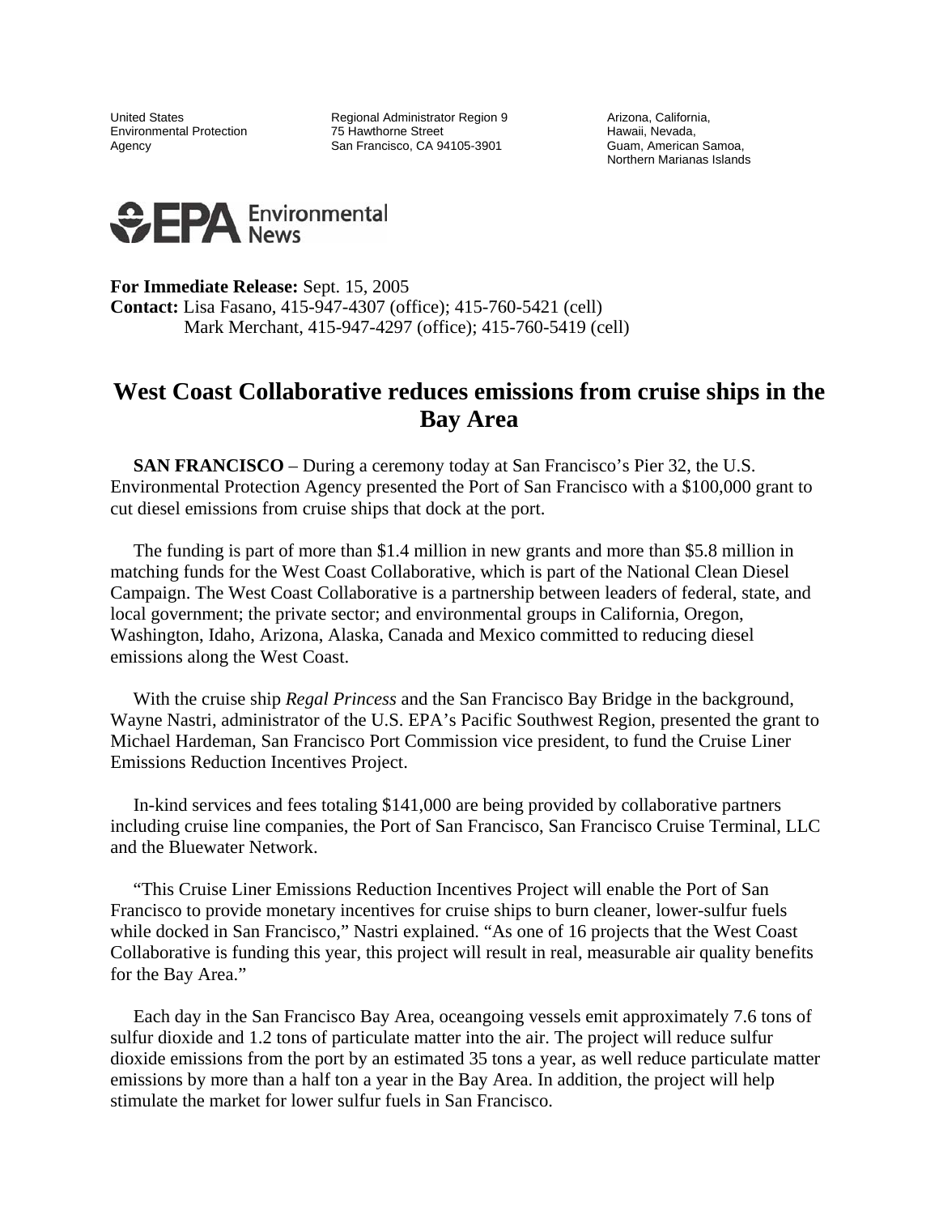United States
Environmental Protection
Agency

Regional Administrator Region 9
75 Hawthorne Street
San Francisco, CA 94105-3901

Arizona, California,
Hawaii, Nevada,
Guam, American Samoa,
Northern Marianas Islands

EPA Environmental News

**For Immediate Release:** Sept. 15, 2005
**Contact:** Lisa Fasano, 415-947-4307 (office); 415-760-5421 (cell)
Mark Merchant, 415-947-4297 (office); 415-760-5419 (cell)

# West Coast Collaborative reduces emissions from cruise ships in the Bay Area

**SAN FRANCISCO** – During a ceremony today at San Francisco's Pier 32, the U.S. Environmental Protection Agency presented the Port of San Francisco with a $100,000 grant to cut diesel emissions from cruise ships that dock at the port.

The funding is part of more than $1.4 million in new grants and more than $5.8 million in matching funds for the West Coast Collaborative, which is part of the National Clean Diesel Campaign. The West Coast Collaborative is a partnership between leaders of federal, state, and local government; the private sector; and environmental groups in California, Oregon, Washington, Idaho, Arizona, Alaska, Canada and Mexico committed to reducing diesel emissions along the West Coast.

With the cruise ship *Regal Princess* and the San Francisco Bay Bridge in the background, Wayne Nastri, administrator of the U.S. EPA's Pacific Southwest Region, presented the grant to Michael Hardeman, San Francisco Port Commission vice president, to fund the Cruise Liner Emissions Reduction Incentives Project.

In-kind services and fees totaling $141,000 are being provided by collaborative partners including cruise line companies, the Port of San Francisco, San Francisco Cruise Terminal, LLC and the Bluewater Network.

"This Cruise Liner Emissions Reduction Incentives Project will enable the Port of San Francisco to provide monetary incentives for cruise ships to burn cleaner, lower-sulfur fuels while docked in San Francisco," Nastri explained. "As one of 16 projects that the West Coast Collaborative is funding this year, this project will result in real, measurable air quality benefits for the Bay Area."

Each day in the San Francisco Bay Area, oceangoing vessels emit approximately 7.6 tons of sulfur dioxide and 1.2 tons of particulate matter into the air. The project will reduce sulfur dioxide emissions from the port by an estimated 35 tons a year, as well reduce particulate matter emissions by more than a half ton a year in the Bay Area. In addition, the project will help stimulate the market for lower sulfur fuels in San Francisco.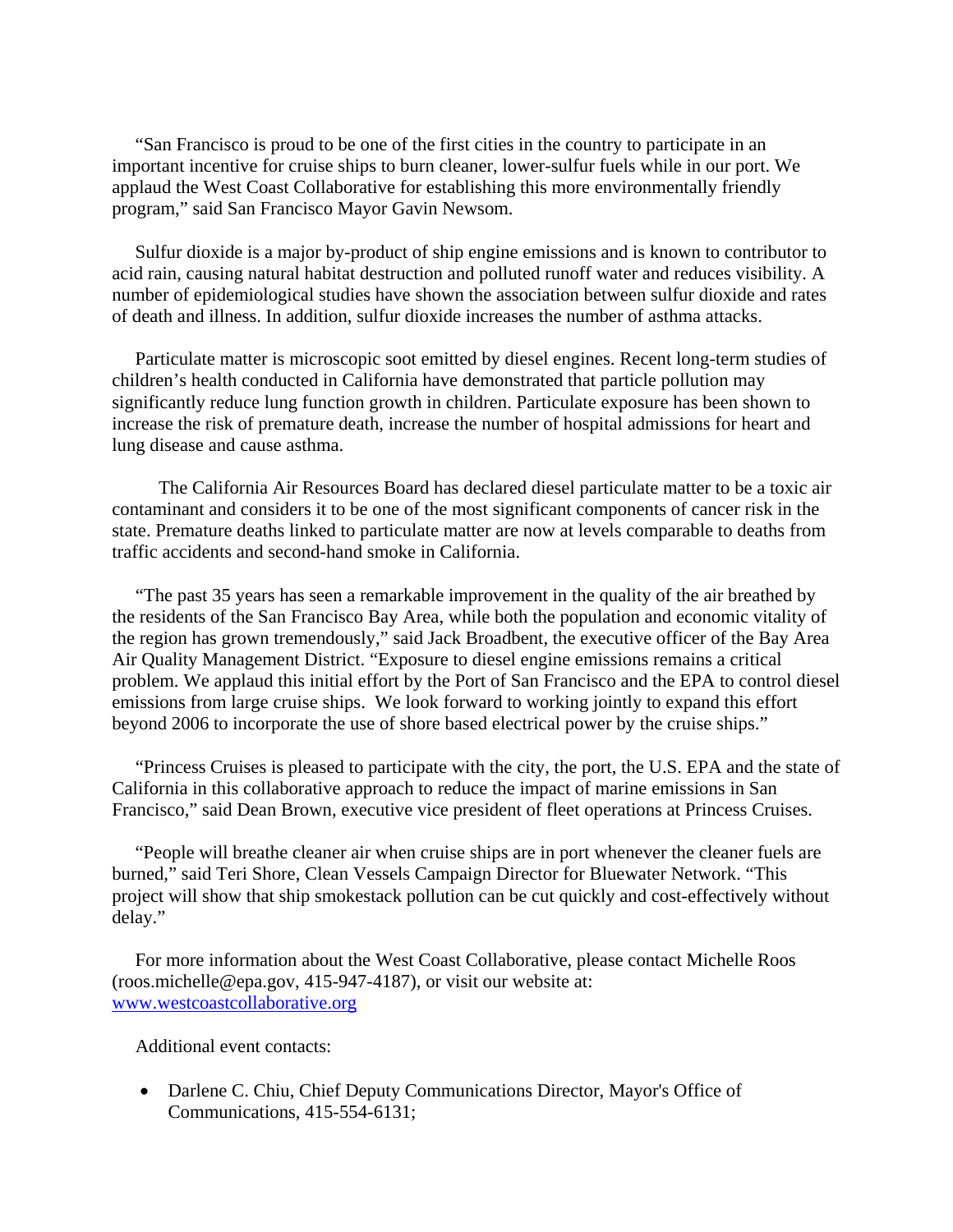"San Francisco is proud to be one of the first cities in the country to participate in an important incentive for cruise ships to burn cleaner, lower-sulfur fuels while in our port. We applaud the West Coast Collaborative for establishing this more environmentally friendly program," said San Francisco Mayor Gavin Newsom.

Sulfur dioxide is a major by-product of ship engine emissions and is known to contributor to acid rain, causing natural habitat destruction and polluted runoff water and reduces visibility. A number of epidemiological studies have shown the association between sulfur dioxide and rates of death and illness. In addition, sulfur dioxide increases the number of asthma attacks.

Particulate matter is microscopic soot emitted by diesel engines. Recent long-term studies of children's health conducted in California have demonstrated that particle pollution may significantly reduce lung function growth in children. Particulate exposure has been shown to increase the risk of premature death, increase the number of hospital admissions for heart and lung disease and cause asthma.

The California Air Resources Board has declared diesel particulate matter to be a toxic air contaminant and considers it to be one of the most significant components of cancer risk in the state. Premature deaths linked to particulate matter are now at levels comparable to deaths from traffic accidents and second-hand smoke in California.

"The past 35 years has seen a remarkable improvement in the quality of the air breathed by the residents of the San Francisco Bay Area, while both the population and economic vitality of the region has grown tremendously," said Jack Broadbent, the executive officer of the Bay Area Air Quality Management District. "Exposure to diesel engine emissions remains a critical problem. We applaud this initial effort by the Port of San Francisco and the EPA to control diesel emissions from large cruise ships. We look forward to working jointly to expand this effort beyond 2006 to incorporate the use of shore based electrical power by the cruise ships."

"Princess Cruises is pleased to participate with the city, the port, the U.S. EPA and the state of California in this collaborative approach to reduce the impact of marine emissions in San Francisco," said Dean Brown, executive vice president of fleet operations at Princess Cruises.

"People will breathe cleaner air when cruise ships are in port whenever the cleaner fuels are burned," said Teri Shore, Clean Vessels Campaign Director for Bluewater Network. "This project will show that ship smokestack pollution can be cut quickly and cost-effectively without delay."

For more information about the West Coast Collaborative, please contact Michelle Roos (roos.michelle@epa.gov, 415-947-4187), or visit our website at: [www.westcoastcollaborative.org](http://www.westcoastcollaborative.org)

Additional event contacts:

- Darlene C. Chiu, Chief Deputy Communications Director, Mayor's Office of Communications, 415-554-6131;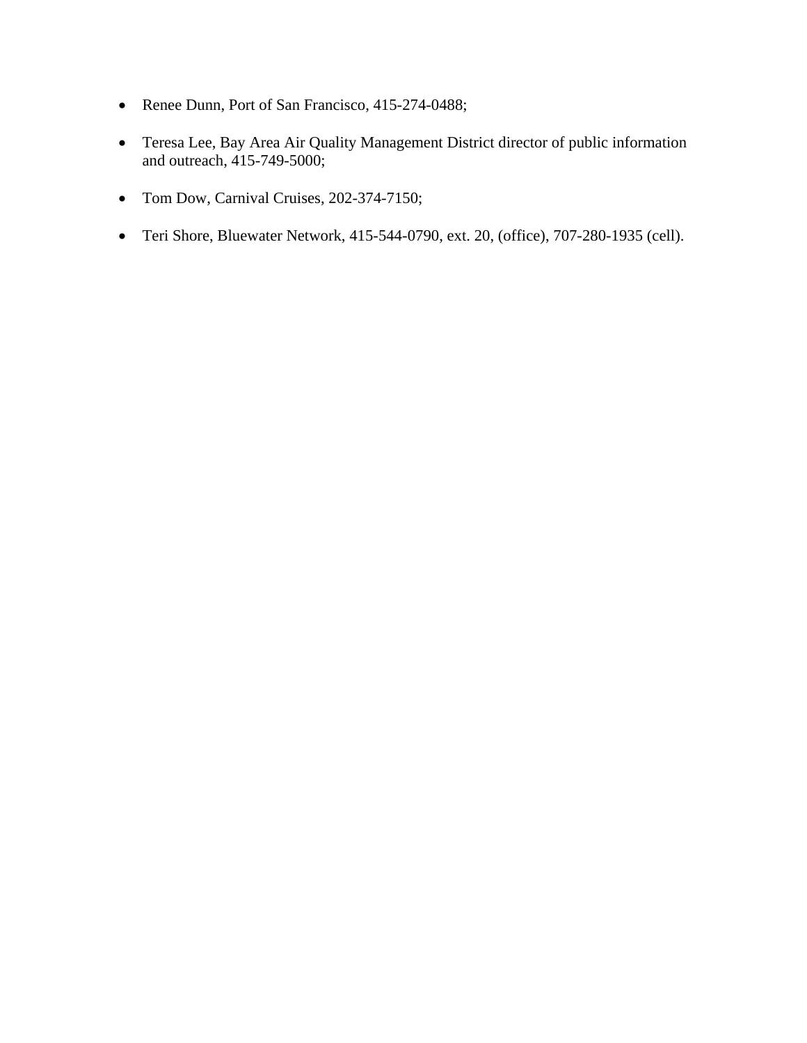- Renee Dunn, Port of San Francisco, 415-274-0488;

- Teresa Lee, Bay Area Air Quality Management District director of public information and outreach, 415-749-5000;

- Tom Dow, Carnival Cruises, 202-374-7150;

- Teri Shore, Bluewater Network, 415-544-0790, ext. 20, (office), 707-280-1935 (cell).